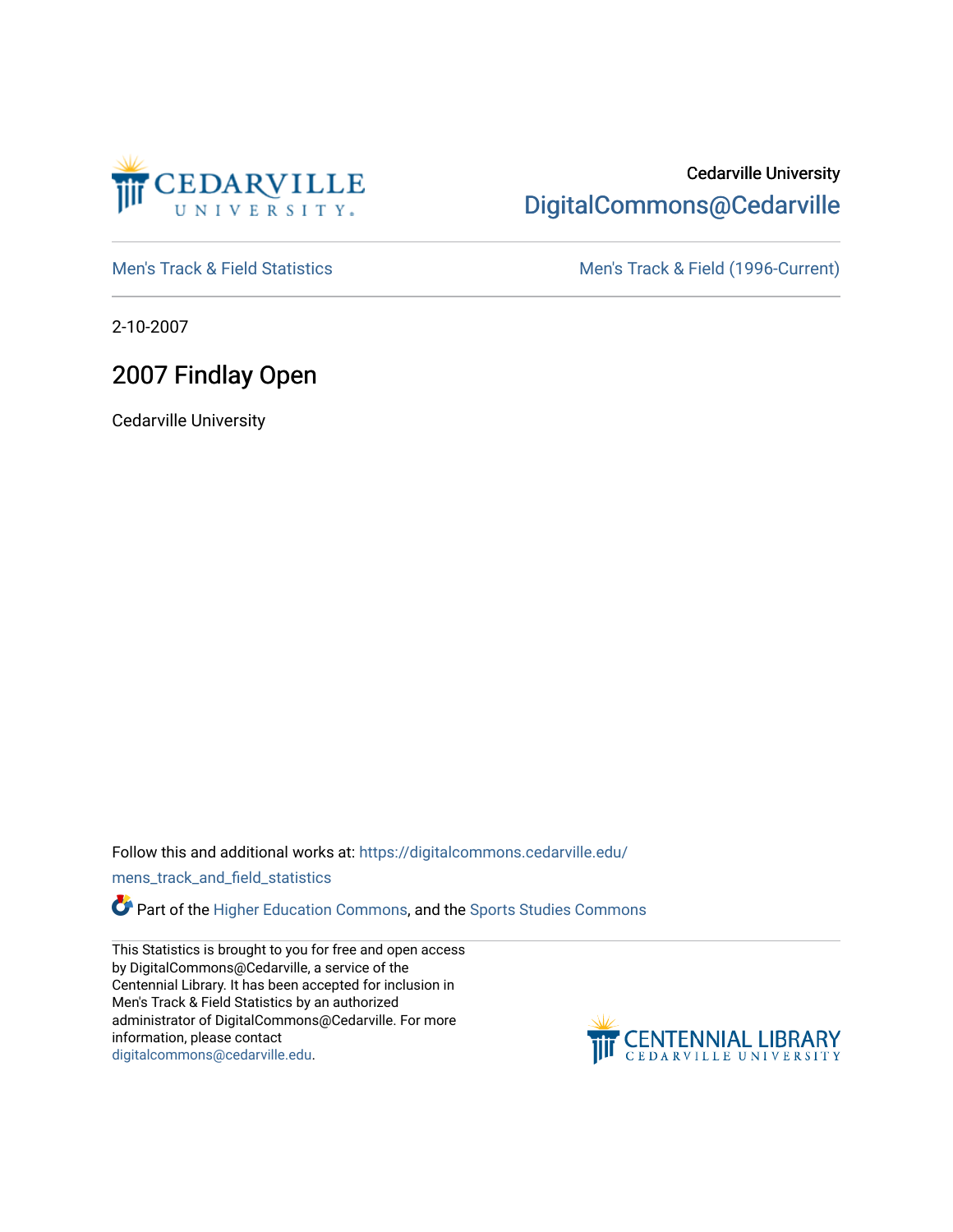Cedarville University

DigitalCommons@Cedarville

Men's Track & Field Statistics

Men's Track & Field (1996-Current)

2-10-2007

# 2007 Findlay Open

Cedarville University

Follow this and additional works at: https://digitalcommons.cedarville.edu/mens_track_and_field_statistics

Part of the Higher Education Commons, and the Sports Studies Commons

This Statistics is brought to you for free and open access by DigitalCommons@Cedarville, a service of the Centennial Library. It has been accepted for inclusion in Men's Track & Field Statistics by an authorized administrator of DigitalCommons@Cedarville. For more information, please contact digitalcommons@cedarville.edu.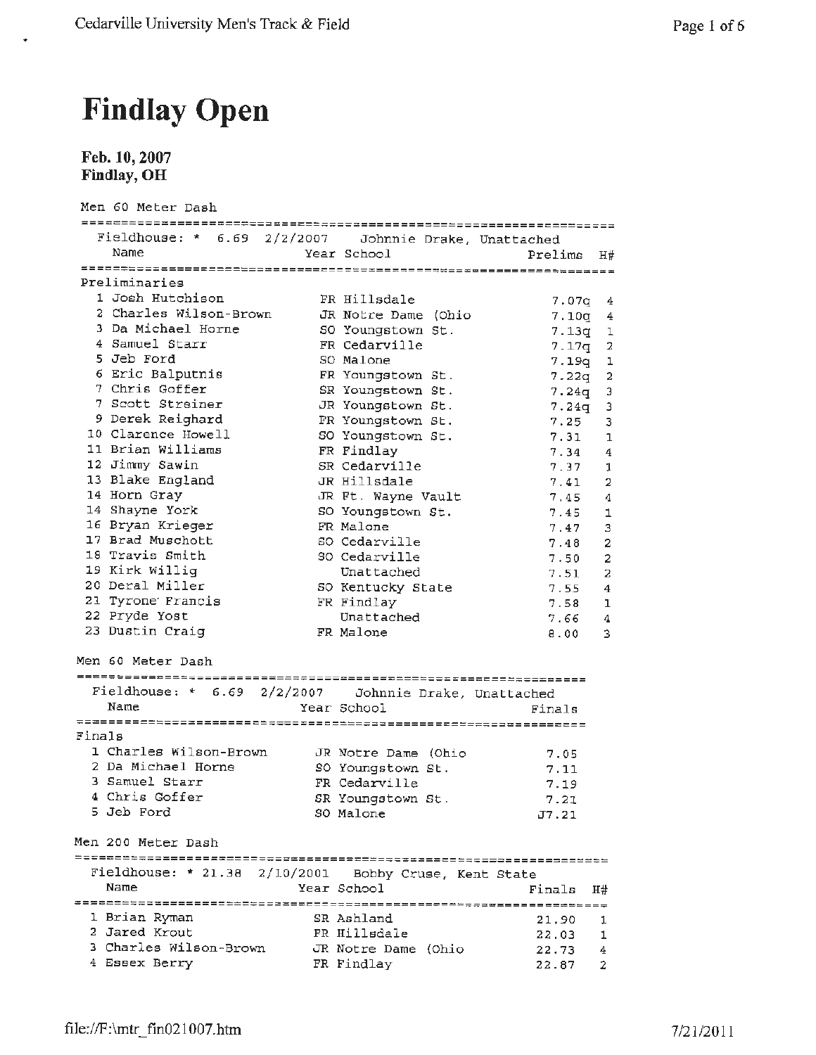# Findlay Open

**Feb. 10, 2007**
**Findlay, OH**

Men 60 Meter Dash

Fieldhouse: * 6.69 2/2/2007 Johnnie Drake, Unattached

Preliminaries

| Place | Name | Year | School | Prelims | H# |
|---|---|---|---|---|---|
| 1 | Josh Hutchison | FR | Hillsdale | 7.07q | 4 |
| 2 | Charles Wilson-Brown | JR | Notre Dame (Ohio | 7.10q | 4 |
| 3 | Da Michael Horne | SO | Youngstown St. | 7.13q | 1 |
| 4 | Samuel Starr | FR | Cedarville | 7.17q | 2 |
| 5 | Jeb Ford | SO | Malone | 7.19q | 1 |
| 6 | Eric Balputnis | FR | Youngstown St. | 7.22q | 2 |
| 7 | Chris Goffer | SR | Youngstown St. | 7.24q | 3 |
| 7 | Scott Streiner | JR | Youngstown St. | 7.24q | 3 |
| 9 | Derek Reighard | FR | Youngstown St. | 7.25 | 3 |
| 10 | Clarence Howell | SO | Youngstown St. | 7.31 | 1 |
| 11 | Brian Williams | FR | Findlay | 7.34 | 4 |
| 12 | Jimmy Sawin | SR | Cedarville | 7.37 | 1 |
| 13 | Blake England | JR | Hillsdale | 7.41 | 2 |
| 14 | Horn Gray | JR | Ft. Wayne Vault | 7.45 | 4 |
| 14 | Shayne York | SO | Youngstown St. | 7.45 | 1 |
| 16 | Bryan Krieger | FR | Malone | 7.47 | 3 |
| 17 | Brad Muschott | SO | Cedarville | 7.48 | 2 |
| 18 | Travis Smith | SO | Cedarville | 7.50 | 2 |
| 19 | Kirk Willig | | Unattached | 7.51 | 2 |
| 20 | Deral Miller | SO | Kentucky State | 7.55 | 4 |
| 21 | Tyrone Francis | FR | Findlay | 7.58 | 1 |
| 22 | Pryde Yost | | Unattached | 7.66 | 4 |
| 23 | Dustin Craig | FR | Malone | 8.00 | 3 |

Men 60 Meter Dash

Fieldhouse: * 6.69 2/2/2007 Johnnie Drake, Unattached

Finals

| Place | Name | Year | School | Finals |
|---|---|---|---|---|
| 1 | Charles Wilson-Brown | JR | Notre Dame (Ohio | 7.05 |
| 2 | Da Michael Horne | SO | Youngstown St. | 7.11 |
| 3 | Samuel Starr | FR | Cedarville | 7.19 |
| 4 | Chris Goffer | SR | Youngstown St. | 7.21 |
| 5 | Jeb Ford | SO | Malone | J7.21 |

Men 200 Meter Dash

Fieldhouse: * 21.38 2/10/2001 Bobby Cruse, Kent State

| Place | Name | Year | School | Finals | H# |
|---|---|---|---|---|---|
| 1 | Brian Ryman | SR | Ashland | 21.90 | 1 |
| 2 | Jared Krout | FR | Hillsdale | 22.03 | 1 |
| 3 | Charles Wilson-Brown | JR | Notre Dame (Ohio | 22.73 | 4 |
| 4 | Essex Berry | FR | Findlay | 22.87 | 2 |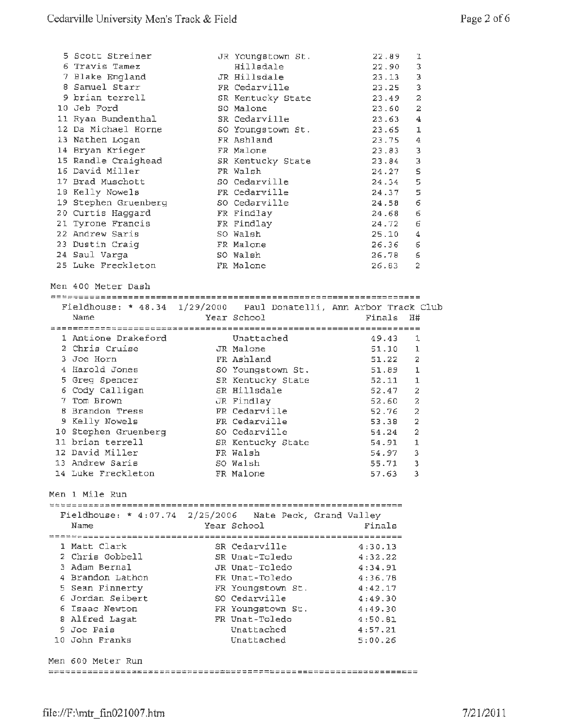| | Name | Year | School | Finals | H# |
|---|---|---|---|---|---|
| 5 | Scott Streiner | JR | Youngstown St. | 22.89 | 1 |
| 6 | Travis Tamez | | Hillsdale | 22.90 | 3 |
| 7 | Blake England | JR | Hillsdale | 23.13 | 3 |
| 8 | Samuel Starr | FR | Cedarville | 23.25 | 3 |
| 9 | brian terrell | SR | Kentucky State | 23.49 | 2 |
| 10 | Jeb Ford | SO | Malone | 23.60 | 2 |
| 11 | Ryan Bundenthal | SR | Cedarville | 23.63 | 4 |
| 12 | Da Michael Horne | SO | Youngstown St. | 23.65 | 1 |
| 13 | Nathen Logan | FR | Ashland | 23.75 | 4 |
| 14 | Bryan Krieger | FR | Malone | 23.83 | 3 |
| 15 | Randle Craighead | SR | Kentucky State | 23.84 | 3 |
| 16 | David Miller | FR | Walsh | 24.27 | 5 |
| 17 | Brad Muschott | SO | Cedarville | 24.34 | 5 |
| 18 | Kelly Nowels | FR | Cedarville | 24.37 | 5 |
| 19 | Stephen Gruenberg | SO | Cedarville | 24.58 | 6 |
| 20 | Curtis Haggard | FR | Findlay | 24.68 | 6 |
| 21 | Tyrone Francis | FR | Findlay | 24.72 | 6 |
| 22 | Andrew Saris | SO | Walsh | 25.10 | 4 |
| 23 | Dustin Craig | FR | Malone | 26.36 | 6 |
| 24 | Saul Varga | SO | Walsh | 26.78 | 6 |
| 25 | Luke Freckleton | FR | Malone | 26.83 | 2 |

## Men 400 Meter Dash

Fieldhouse: * 48.34 1/29/2000 Paul Donatelli, Ann Arbor Track Club

| | Name | Year | School | Finals | H# |
|---|---|---|---|---|---|
| 1 | Antione Drakeford | | Unattached | 49.43 | 1 |
| 2 | Chris Cruise | JR | Malone | 51.10 | 1 |
| 3 | Joe Horn | FR | Ashland | 51.22 | 2 |
| 4 | Harold Jones | SO | Youngstown St. | 51.89 | 1 |
| 5 | Greg Spencer | SR | Kentucky State | 52.11 | 1 |
| 6 | Cody Calligan | SR | Hillsdale | 52.47 | 2 |
| 7 | Tom Brown | JR | Findlay | 52.60 | 2 |
| 8 | Brandon Tress | FR | Cedarville | 52.76 | 2 |
| 9 | Kelly Nowels | FR | Cedarville | 53.38 | 2 |
| 10 | Stephen Gruenberg | SO | Cedarville | 54.24 | 2 |
| 11 | brian terrell | SR | Kentucky State | 54.91 | 1 |
| 12 | David Miller | FR | Walsh | 54.97 | 3 |
| 13 | Andrew Saris | SO | Walsh | 55.71 | 3 |
| 14 | Luke Freckleton | FR | Malone | 57.63 | 3 |

## Men 1 Mile Run

Fieldhouse: * 4:07.74 2/25/2006 Nate Peck, Grand Valley

| | Name | Year | School | Finals |
|---|---|---|---|---|
| 1 | Matt Clark | SR | Cedarville | 4:30.13 |
| 2 | Chris Gobbell | SR | Unat-Toledo | 4:32.22 |
| 3 | Adam Bernal | JR | Unat-Toledo | 4:34.91 |
| 4 | Brandon Lathon | FR | Unat-Toledo | 4:36.78 |
| 5 | Sean Finnerty | FR | Youngstown St. | 4:42.17 |
| 6 | Jordan Seibert | SO | Cedarville | 4:49.30 |
| 6 | Isaac Newton | FR | Youngstown St. | 4:49.30 |
| 8 | Alfred Lagat | FR | Unat-Toledo | 4:50.81 |
| 9 | Joe Pais | | Unattached | 4:57.21 |
| 10 | John Franks | | Unattached | 5:00.26 |

## Men 600 Meter Run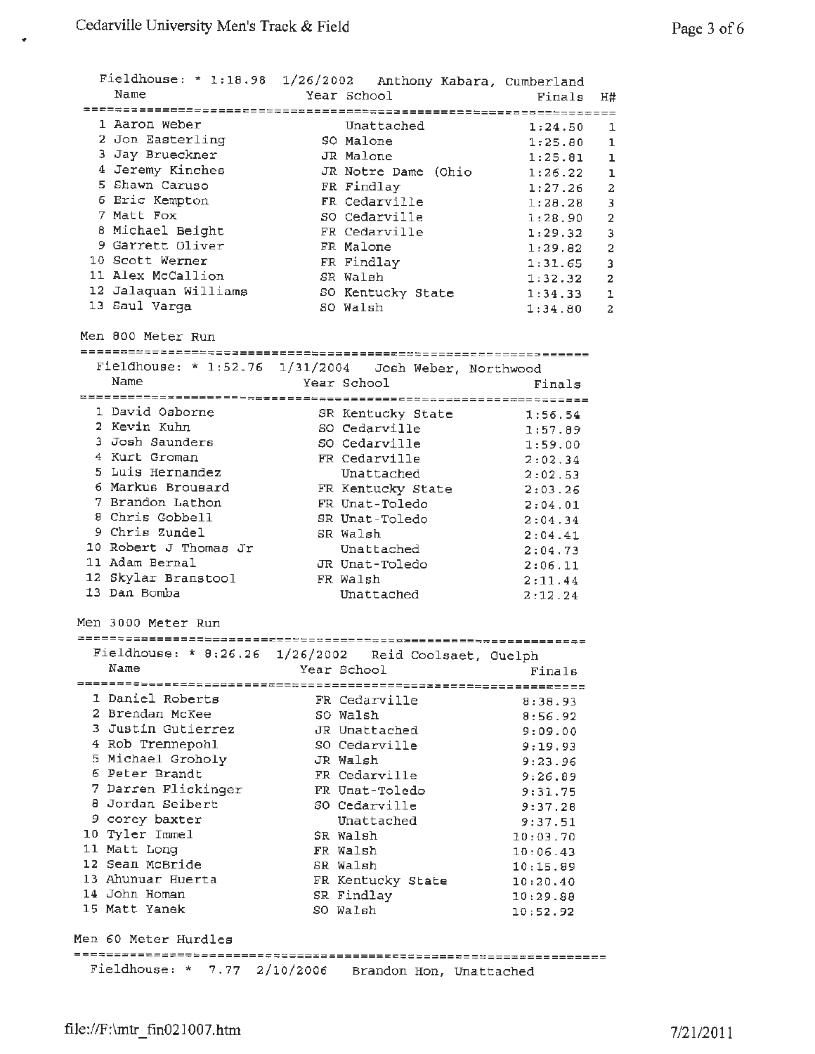Fieldhouse: * 1:18.98 1/26/2002 Anthony Kabara, Cumberland

| | Name | Year | School | Finals | H# |
|---|---|---|---|---|---|
| 1 | Aaron Weber | | Unattached | 1:24.50 | 1 |
| 2 | Jon Easterling | SO | Malone | 1:25.80 | 1 |
| 3 | Jay Brueckner | JR | Malone | 1:25.81 | 1 |
| 4 | Jeremy Kinches | JR | Notre Dame (Ohio | 1:26.22 | 1 |
| 5 | Shawn Caruso | FR | Findlay | 1:27.26 | 2 |
| 6 | Eric Kempton | FR | Cedarville | 1:28.28 | 3 |
| 7 | Matt Fox | SO | Cedarville | 1:28.90 | 2 |
| 8 | Michael Beight | FR | Cedarville | 1:29.32 | 3 |
| 9 | Garrett Oliver | FR | Malone | 1:29.82 | 2 |
| 10 | Scott Werner | FR | Findlay | 1:31.65 | 3 |
| 11 | Alex McCallion | SR | Walsh | 1:32.32 | 2 |
| 12 | Jalaquan Williams | SO | Kentucky State | 1:34.33 | 1 |
| 13 | Saul Varga | SO | Walsh | 1:34.80 | 2 |

## Men 800 Meter Run

Fieldhouse: * 1:52.76 1/31/2004 Josh Weber, Northwood

| | Name | Year | School | Finals |
|---|---|---|---|---|
| 1 | David Osborne | SR | Kentucky State | 1:56.54 |
| 2 | Kevin Kuhn | SO | Cedarville | 1:57.89 |
| 3 | Josh Saunders | SO | Cedarville | 1:59.00 |
| 4 | Kurt Groman | FR | Cedarville | 2:02.34 |
| 5 | Luis Hernandez | | Unattached | 2:02.53 |
| 6 | Markus Brousard | FR | Kentucky State | 2:03.26 |
| 7 | Brandon Lathon | FR | Unat-Toledo | 2:04.01 |
| 8 | Chris Gobbell | SR | Unat-Toledo | 2:04.34 |
| 9 | Chris Zundel | SR | Walsh | 2:04.41 |
| 10 | Robert J Thomas Jr | | Unattached | 2:04.73 |
| 11 | Adam Bernal | JR | Unat-Toledo | 2:06.11 |
| 12 | Skylar Branstool | FR | Walsh | 2:11.44 |
| 13 | Dan Bomba | | Unattached | 2:12.24 |

## Men 3000 Meter Run

Fieldhouse: * 8:26.26 1/26/2002 Reid Coolsaet, Guelph

| | Name | Year | School | Finals |
|---|---|---|---|---|
| 1 | Daniel Roberts | FR | Cedarville | 8:38.93 |
| 2 | Brendan McKee | SO | Walsh | 8:56.92 |
| 3 | Justin Gutierrez | JR | Unattached | 9:09.00 |
| 4 | Rob Trennepohl | SO | Cedarville | 9:19.93 |
| 5 | Michael Groholy | JR | Walsh | 9:23.96 |
| 6 | Peter Brandt | FR | Cedarville | 9:26.89 |
| 7 | Darren Flickinger | FR | Unat-Toledo | 9:31.75 |
| 8 | Jordan Seibert | SO | Cedarville | 9:37.28 |
| 9 | corey baxter | | Unattached | 9:37.51 |
| 10 | Tyler Immel | SR | Walsh | 10:03.70 |
| 11 | Matt Long | FR | Walsh | 10:06.43 |
| 12 | Sean McBride | SR | Walsh | 10:15.89 |
| 13 | Ahunuar Huerta | FR | Kentucky State | 10:20.40 |
| 14 | John Homan | SR | Findlay | 10:29.88 |
| 15 | Matt Yanek | SO | Walsh | 10:52.92 |

## Men 60 Meter Hurdles

Fieldhouse: * 7.77 2/10/2006 Brandon Hon, Unattached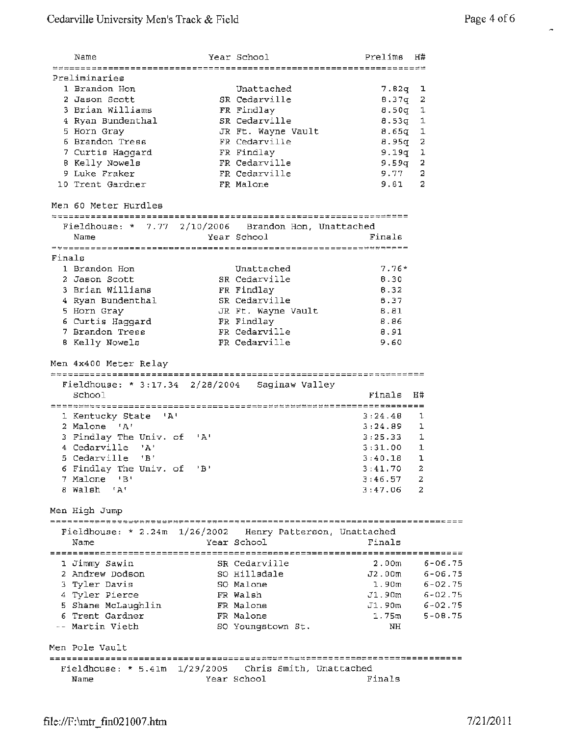| | Name | Year | School | Prelims | H# |
|---|---|---|---|---|---|
| **Preliminaries** | | | | | |
| 1 | Brandon Hon | | Unattached | 7.82q | 1 |
| 2 | Jason Scott | SR | Cedarville | 8.37q | 2 |
| 3 | Brian Williams | FR | Findlay | 8.50q | 1 |
| 4 | Ryan Bundenthal | SR | Cedarville | 8.53q | 1 |
| 5 | Horn Gray | JR | Ft. Wayne Vault | 8.65q | 1 |
| 6 | Brandon Tress | FR | Cedarville | 8.95q | 2 |
| 7 | Curtis Haggard | FR | Findlay | 9.19q | 1 |
| 8 | Kelly Nowels | FR | Cedarville | 9.59q | 2 |
| 9 | Luke Fraker | FR | Cedarville | 9.77 | 2 |
| 10 | Trent Gardner | FR | Malone | 9.81 | 2 |

## Men 60 Meter Hurdles

Fieldhouse: * 7.77 2/10/2006 Brandon Hon, Unattached

| | Name | Year | School | Finals |
|---|---|---|---|---|
| **Finals** | | | | |
| 1 | Brandon Hon | | Unattached | 7.76* |
| 2 | Jason Scott | SR | Cedarville | 8.30 |
| 3 | Brian Williams | FR | Findlay | 8.32 |
| 4 | Ryan Bundenthal | SR | Cedarville | 8.37 |
| 5 | Horn Gray | JR | Ft. Wayne Vault | 8.81 |
| 6 | Curtis Haggard | FR | Findlay | 8.86 |
| 7 | Brandon Tress | FR | Cedarville | 8.91 |
| 8 | Kelly Nowels | FR | Cedarville | 9.60 |

## Men 4x400 Meter Relay

Fieldhouse: * 3:17.34 2/28/2004 Saginaw Valley

| | School | Finals | H# |
|---|---|---|---|
| 1 | Kentucky State 'A' | 3:24.48 | 1 |
| 2 | Malone 'A' | 3:24.89 | 1 |
| 3 | Findlay The Univ. of 'A' | 3:25.33 | 1 |
| 4 | Cedarville 'A' | 3:31.00 | 1 |
| 5 | Cedarville 'B' | 3:40.18 | 1 |
| 6 | Findlay The Univ. of 'B' | 3:41.70 | 2 |
| 7 | Malone 'B' | 3:46.57 | 2 |
| 8 | Walsh 'A' | 3:47.06 | 2 |

## Men High Jump

Fieldhouse: * 2.24m 1/26/2002 Henry Patterson, Unattached

| | Name | Year | School | Finals | |
|---|---|---|---|---|---|
| 1 | Jimmy Sawin | SR | Cedarville | 2.00m | 6-06.75 |
| 2 | Andrew Dodson | SO | Hillsdale | J2.00m | 6-06.75 |
| 3 | Tyler Davis | SO | Malone | 1.90m | 6-02.75 |
| 4 | Tyler Pierce | FR | Walsh | J1.90m | 6-02.75 |
| 5 | Shane McLaughlin | FR | Malone | J1.90m | 6-02.75 |
| 6 | Trent Gardner | FR | Malone | 1.75m | 5-08.75 |
| -- | Martin Vieth | SO | Youngstown St. | NH | |

## Men Pole Vault

Fieldhouse: * 5.41m 1/29/2005 Chris Smith, Unattached

| Name | Year | School | Finals |
|---|---|---|---|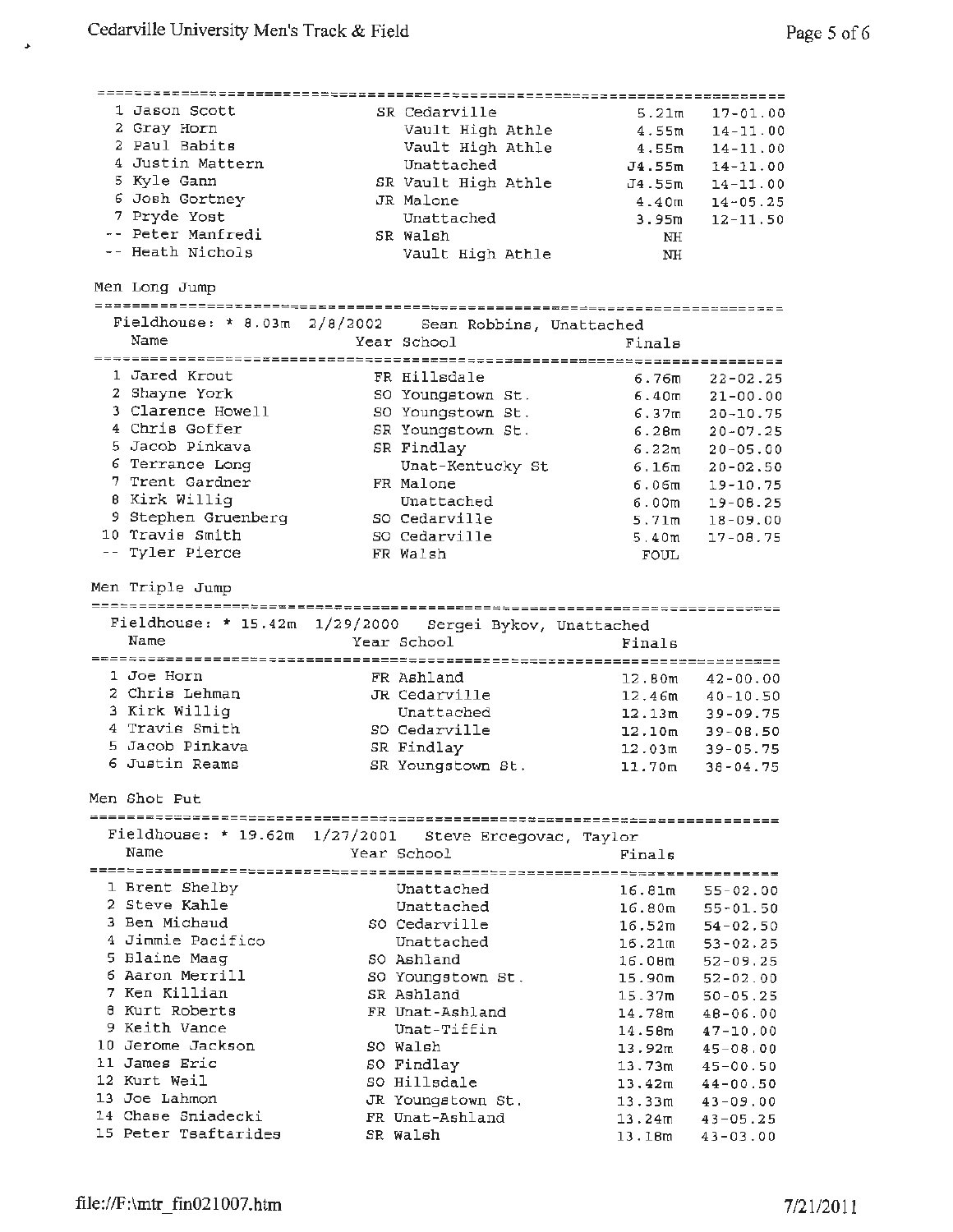| Place | Name | Year | School | Finals | |
|---|---|---|---|---|---|
| 1 | Jason Scott | SR | Cedarville | 5.21m | 17-01.00 |
| 2 | Gray Horn | | Vault High Athle | 4.55m | 14-11.00 |
| 2 | Paul Babits | | Vault High Athle | 4.55m | 14-11.00 |
| 4 | Justin Mattern | | Unattached | J4.55m | 14-11.00 |
| 5 | Kyle Gann | SR | Vault High Athle | J4.55m | 14-11.00 |
| 6 | Josh Gortney | JR | Malone | 4.40m | 14-05.25 |
| 7 | Pryde Yost | | Unattached | 3.95m | 12-11.50 |
| -- | Peter Manfredi | SR | Walsh | NH | |
| -- | Heath Nichols | | Vault High Athle | NH | |

## Men Long Jump

Fieldhouse: * 8.03m 2/8/2002 Sean Robbins, Unattached

| Place | Name | Year | School | Finals | |
|---|---|---|---|---|---|
| 1 | Jared Krout | FR | Hillsdale | 6.76m | 22-02.25 |
| 2 | Shayne York | SO | Youngstown St. | 6.40m | 21-00.00 |
| 3 | Clarence Howell | SO | Youngstown St. | 6.37m | 20-10.75 |
| 4 | Chris Goffer | SR | Youngstown St. | 6.28m | 20-07.25 |
| 5 | Jacob Pinkava | SR | Findlay | 6.22m | 20-05.00 |
| 6 | Terrance Long | | Unat-Kentucky St | 6.16m | 20-02.50 |
| 7 | Trent Gardner | FR | Malone | 6.06m | 19-10.75 |
| 8 | Kirk Willig | | Unattached | 6.00m | 19-08.25 |
| 9 | Stephen Gruenberg | SO | Cedarville | 5.71m | 18-09.00 |
| 10 | Travis Smith | SO | Cedarville | 5.40m | 17-08.75 |
| -- | Tyler Pierce | FR | Walsh | FOUL | |

## Men Triple Jump

Fieldhouse: * 15.42m 1/29/2000 Sergei Bykov, Unattached

| Place | Name | Year | School | Finals | |
|---|---|---|---|---|---|
| 1 | Joe Horn | FR | Ashland | 12.80m | 42-00.00 |
| 2 | Chris Lehman | JR | Cedarville | 12.46m | 40-10.50 |
| 3 | Kirk Willig | | Unattached | 12.13m | 39-09.75 |
| 4 | Travis Smith | SO | Cedarville | 12.10m | 39-08.50 |
| 5 | Jacob Pinkava | SR | Findlay | 12.03m | 39-05.75 |
| 6 | Justin Reams | SR | Youngstown St. | 11.70m | 38-04.75 |

## Men Shot Put

Fieldhouse: * 19.62m 1/27/2001 Steve Ercegovac, Taylor

| Place | Name | Year | School | Finals | |
|---|---|---|---|---|---|
| 1 | Brent Shelby | | Unattached | 16.81m | 55-02.00 |
| 2 | Steve Kahle | | Unattached | 16.80m | 55-01.50 |
| 3 | Ben Michaud | SO | Cedarville | 16.52m | 54-02.50 |
| 4 | Jimmie Pacifico | | Unattached | 16.21m | 53-02.25 |
| 5 | Blaine Maag | SO | Ashland | 16.08m | 52-09.25 |
| 6 | Aaron Merrill | SO | Youngstown St. | 15.90m | 52-02.00 |
| 7 | Ken Killian | SR | Ashland | 15.37m | 50-05.25 |
| 8 | Kurt Roberts | FR | Unat-Ashland | 14.78m | 48-06.00 |
| 9 | Keith Vance | | Unat-Tiffin | 14.58m | 47-10.00 |
| 10 | Jerome Jackson | SO | Walsh | 13.92m | 45-08.00 |
| 11 | James Eric | SO | Findlay | 13.73m | 45-00.50 |
| 12 | Kurt Weil | SO | Hillsdale | 13.42m | 44-00.50 |
| 13 | Joe Lahmon | JR | Youngstown St. | 13.33m | 43-09.00 |
| 14 | Chase Sniadecki | FR | Unat-Ashland | 13.24m | 43-05.25 |
| 15 | Peter Tsaftarides | SR | Walsh | 13.18m | 43-03.00 |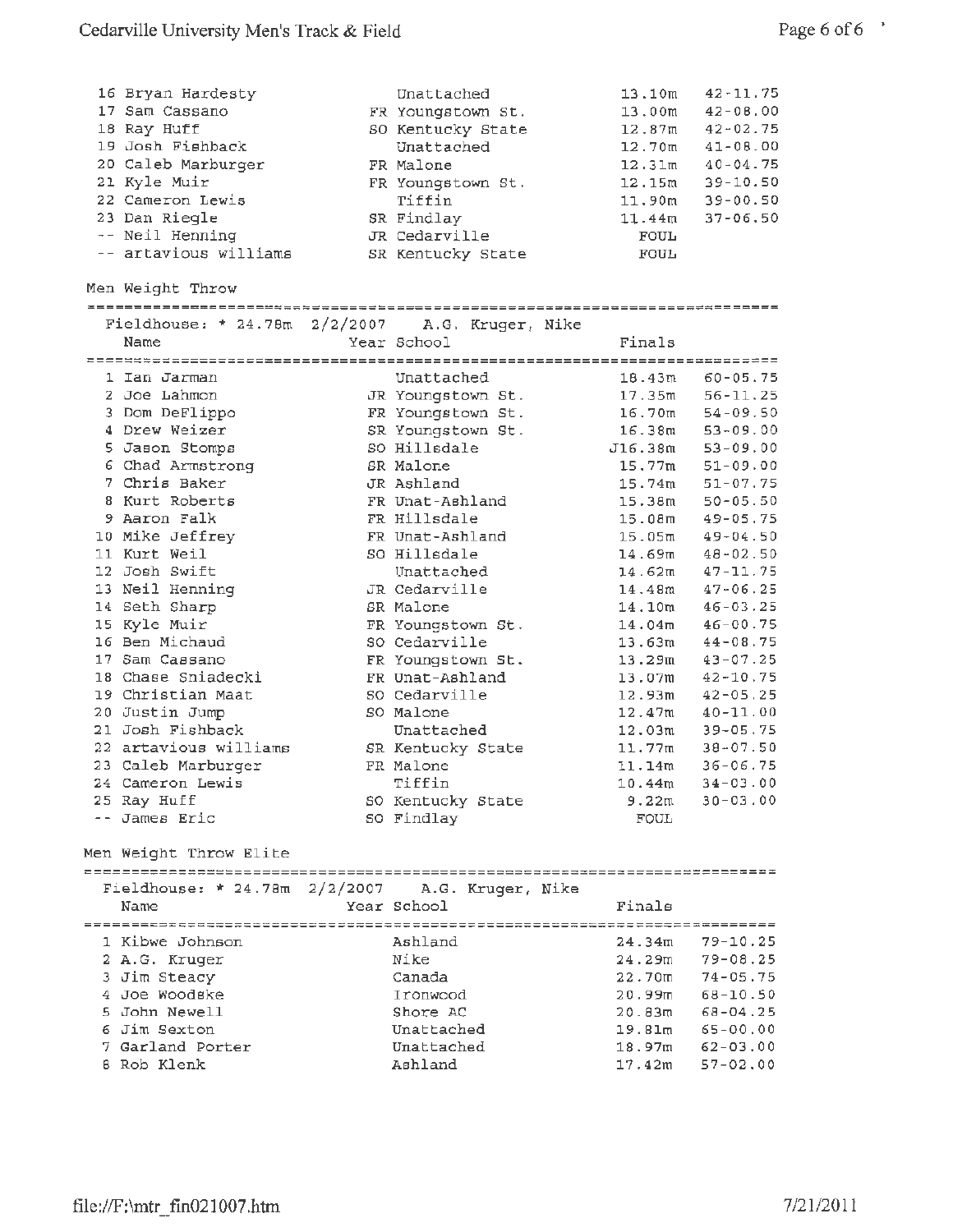| | | | | | |
|---|---|---|---|---|---|
| 16 | Bryan Hardesty | | Unattached | 13.10m | 42-11.75 |
| 17 | Sam Cassano | FR | Youngstown St. | 13.00m | 42-08.00 |
| 18 | Ray Huff | SO | Kentucky State | 12.87m | 42-02.75 |
| 19 | Josh Fishback | | Unattached | 12.70m | 41-08.00 |
| 20 | Caleb Marburger | FR | Malone | 12.31m | 40-04.75 |
| 21 | Kyle Muir | FR | Youngstown St. | 12.15m | 39-10.50 |
| 22 | Cameron Lewis | | Tiffin | 11.90m | 39-00.50 |
| 23 | Dan Riegle | SR | Findlay | 11.44m | 37-06.50 |
| -- | Neil Henning | JR | Cedarville | FOUL | |
| -- | artavious williams | SR | Kentucky State | FOUL | |

## Men Weight Throw

Fieldhouse: * 24.78m 2/2/2007 A.G. Kruger, Nike

| | Name | Year | School | Finals | |
|---|---|---|---|---|---|
| 1 | Ian Jarman | | Unattached | 18.43m | 60-05.75 |
| 2 | Joe Lahmon | JR | Youngstown St. | 17.35m | 56-11.25 |
| 3 | Dom DeFlippo | FR | Youngstown St. | 16.70m | 54-09.50 |
| 4 | Drew Weizer | SR | Youngstown St. | 16.38m | 53-09.00 |
| 5 | Jason Stomps | SO | Hillsdale | J16.38m | 53-09.00 |
| 6 | Chad Armstrong | SR | Malone | 15.77m | 51-09.00 |
| 7 | Chris Baker | JR | Ashland | 15.74m | 51-07.75 |
| 8 | Kurt Roberts | FR | Unat-Ashland | 15.38m | 50-05.50 |
| 9 | Aaron Falk | FR | Hillsdale | 15.08m | 49-05.75 |
| 10 | Mike Jeffrey | FR | Unat-Ashland | 15.05m | 49-04.50 |
| 11 | Kurt Weil | SO | Hillsdale | 14.69m | 48-02.50 |
| 12 | Josh Swift | | Unattached | 14.62m | 47-11.75 |
| 13 | Neil Henning | JR | Cedarville | 14.48m | 47-06.25 |
| 14 | Seth Sharp | SR | Malone | 14.10m | 46-03.25 |
| 15 | Kyle Muir | FR | Youngstown St. | 14.04m | 46-00.75 |
| 16 | Ben Michaud | SO | Cedarville | 13.63m | 44-08.75 |
| 17 | Sam Cassano | FR | Youngstown St. | 13.29m | 43-07.25 |
| 18 | Chase Sniadecki | FR | Unat-Ashland | 13.07m | 42-10.75 |
| 19 | Christian Maat | SO | Cedarville | 12.93m | 42-05.25 |
| 20 | Justin Jump | SO | Malone | 12.47m | 40-11.00 |
| 21 | Josh Fishback | | Unattached | 12.03m | 39-05.75 |
| 22 | artavious williams | SR | Kentucky State | 11.77m | 38-07.50 |
| 23 | Caleb Marburger | FR | Malone | 11.14m | 36-06.75 |
| 24 | Cameron Lewis | | Tiffin | 10.44m | 34-03.00 |
| 25 | Ray Huff | SO | Kentucky State | 9.22m | 30-03.00 |
| -- | James Eric | SO | Findlay | FOUL | |

## Men Weight Throw Elite

Fieldhouse: * 24.78m 2/2/2007 A.G. Kruger, Nike

| | Name | Year | School | Finals | |
|---|---|---|---|---|---|
| 1 | Kibwe Johnson | | Ashland | 24.34m | 79-10.25 |
| 2 | A.G. Kruger | | Nike | 24.29m | 79-08.25 |
| 3 | Jim Steacy | | Canada | 22.70m | 74-05.75 |
| 4 | Joe Woodske | | Ironwood | 20.99m | 68-10.50 |
| 5 | John Newell | | Shore AC | 20.83m | 68-04.25 |
| 6 | Jim Sexton | | Unattached | 19.81m | 65-00.00 |
| 7 | Garland Porter | | Unattached | 18.97m | 62-03.00 |
| 8 | Rob Klenk | | Ashland | 17.42m | 57-02.00 |